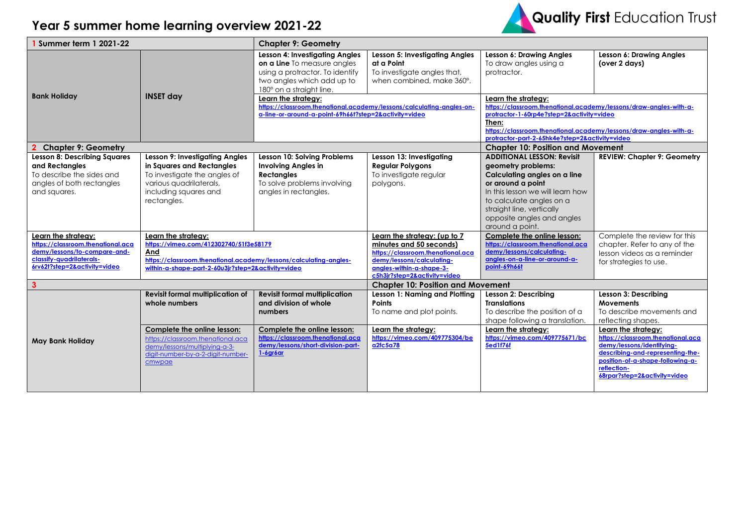# Year 5 summer home learning overview 2021-22

Quality First Education Trust

| 1 Summer term 1 2021-22 | | Chapter 9: Geometry | | | |
|---|---|---|---|---|---|
| **Bank Holiday** | **INSET day** | **Lesson 4: Investigating Angles on a Line** To measure angles using a protractor. To identify two angles which add up to 180° on a straight line. | **Lesson 5: Investigating Angles at a Point** To investigate angles that, when combined, make 360°. | **Lesson 6: Drawing Angles** To draw angles using a protractor. | **Lesson 6: Drawing Angles (over 2 days)** |
| | | **Learn the strategy:** https://classroom.thenational.academy/lessons/calculating-angles-on-a-line-or-around-a-point-69h66t?step=2&activity=video | | **Learn the strategy:** https://classroom.thenational.academy/lessons/draw-angles-with-a-protractor-1-60rp4e?step=2&activity=video **Then:** https://classroom.thenational.academy/lessons/draw-angles-with-a-protractor-part-2-65hk4e?step=2&activity=video | |
| **2 Chapter 9: Geometry** | | | | **Chapter 10: Position and Movement** | |
| **Lesson 8: Describing Squares and Rectangles** To describe the sides and angles of both rectangles and squares. | **Lesson 9: Investigating Angles in Squares and Rectangles** To investigate the angles of various quadrilaterals, including squares and rectangles. | **Lesson 10: Solving Problems Involving Angles in Rectangles** To solve problems involving angles in rectangles. | **Lesson 13: Investigating Regular Polygons** To investigate regular polygons. | **ADDITIONAL LESSON: Revisit geometry problems: Calculating angles on a line or around a point** In this lesson we will learn how to calculate angles on a straight line, vertically opposite angles and angles around a point. | **REVIEW: Chapter 9: Geometry** |
| **Learn the strategy:** https://classroom.thenational.academy/lessons/to-compare-and-classify-quadrilaterals-6rv62t?step=2&activity=video | **Learn the strategy:** https://vimeo.com/412302740/51f3e58179 **And** https://classroom.thenational.academy/lessons/calculating-angles-within-a-shape-part-2-60u3jr?step=2&activity=video | | **Learn the strategy: (up to 7 minutes and 50 seconds)** https://classroom.thenational.academy/lessons/calculating-angles-within-a-shape-3-c5h3jr?step=2&activity=video | **Complete the online lesson:** https://classroom.thenational.academy/lessons/calculating-angles-on-a-line-or-around-a-point-69h66t | Complete the review for this chapter. Refer to any of the lesson videos as a reminder for strategies to use. |
| **3** | | | **Chapter 10: Position and Movement** | | |
| **May Bank Holiday** | **Revisit formal multiplication of whole numbers** | **Revisit formal multiplication and division of whole numbers** | **Lesson 1: Naming and Plotting Points** To name and plot points. | **Lesson 2: Describing Translations** To describe the position of a shape following a translation. | **Lesson 3: Describing Movements** To describe movements and reflecting shapes. |
| | **Complete the online lesson:** https://classroom.thenational.academy/lessons/multiplying-a-3-digit-number-by-a-2-digit-number-cmwpae | **Complete the online lesson:** https://classroom.thenational.academy/lessons/short-division-part-1-6gr6ar | **Learn the strategy:** https://vimeo.com/409775304/bea2fc5a78 | **Learn the strategy:** https://vimeo.com/409775671/bc5ed1f76f | **Learn the strategy:** https://classroom.thenational.academy/lessons/identifying-describing-and-representing-the-position-of-a-shape-following-a-reflection-68rpar?step=2&activity=video |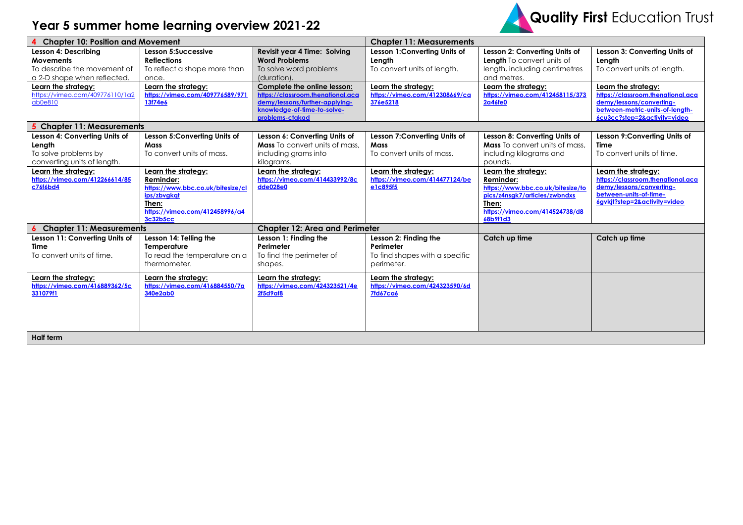# Year 5 summer home learning overview 2021-22

| **4 Chapter 10: Position and Movement** | | | **Chapter 11: Measurements** | | |
|---|---|---|---|---|---|
| **Lesson 4: Describing Movements** To describe the movement of a 2-D shape when reflected. | **Lesson 5:Successive Reflections** To reflect a shape more than once. | **Revisit year 4 Time: Solving Word Problems** To solve word problems (duration). | **Lesson 1:Converting Units of Length** To convert units of length. | **Lesson 2: Converting Units of Length** To convert units of length, including centimetres and metres. | **Lesson 3: Converting Units of Length** To convert units of length. |
| **Learn the strategy:** https://vimeo.com/409776110/1a2ab0e810 | **Learn the strategy:** https://vimeo.com/409776589/97113f74e6 | **Complete the online lesson:** https://classroom.thenational.academy/lessons/further-applying-knowledge-of-time-to-solve-problems-ctgkgd | **Learn the strategy:** https://vimeo.com/412308669/ca376e5218 | **Learn the strategy:** https://vimeo.com/412458115/3732a46fe0 | **Learn the strategy:** https://classroom.thenational.academy/lessons/converting-between-metric-units-of-length-6cu3cc?step=2&activity=video |
| **5 Chapter 11: Measurements** | | | | | |
| **Lesson 4: Converting Units of Length** To solve problems by converting units of length. | **Lesson 5:Converting Units of Mass** To convert units of mass. | **Lesson 6: Converting Units of Mass** To convert units of mass, including grams into kilograms. | **Lesson 7:Converting Units of Mass** To convert units of mass. | **Lesson 8: Converting Units of Mass** To convert units of mass, including kilograms and pounds. | **Lesson 9:Converting Units of Time** To convert units of time. |
| **Learn the strategy:** https://vimeo.com/412266614/85c76f6bd4 | **Learn the strategy:** **Reminder:** https://www.bbc.co.uk/bitesize/clips/zbvgkqt **Then:** https://vimeo.com/412458996/a43c32b5cc | **Learn the strategy:** https://vimeo.com/414433992/8cdde028e0 | **Learn the strategy:** https://vimeo.com/414477124/be1c895f5 | **Learn the strategy:** **Reminder:** https://www.bbc.co.uk/bitesize/topics/z4nsgk7/articles/zwbndxs **Then:** https://vimeo.com/414524738/d868b9f1d3 | **Learn the strategy:** https://classroom.thenational.academy/lessons/converting-between-units-of-time-6gvkjt?step=2&activity=video |
| **6 Chapter 11: Measurements** | | **Chapter 12: Area and Perimeter** | | | |
| **Lesson 11: Converting Units of Time** To convert units of time. | **Lesson 14: Telling the Temperature** To read the temperature on a thermometer. | **Lesson 1: Finding the Perimeter** To find the perimeter of shapes. | **Lesson 2: Finding the Perimeter** To find shapes with a specific perimeter. | **Catch up time** | **Catch up time** |
| **Learn the strategy:** https://vimeo.com/416889362/5c331079f1 | **Learn the strategy:** https://vimeo.com/416884550/7a340e2ab0 | **Learn the strategy:** https://vimeo.com/424323521/4e2f5d9af8 | **Learn the strategy:** https://vimeo.com/424323590/6d7fd67ca6 | | |
| **Half term** | | | | | |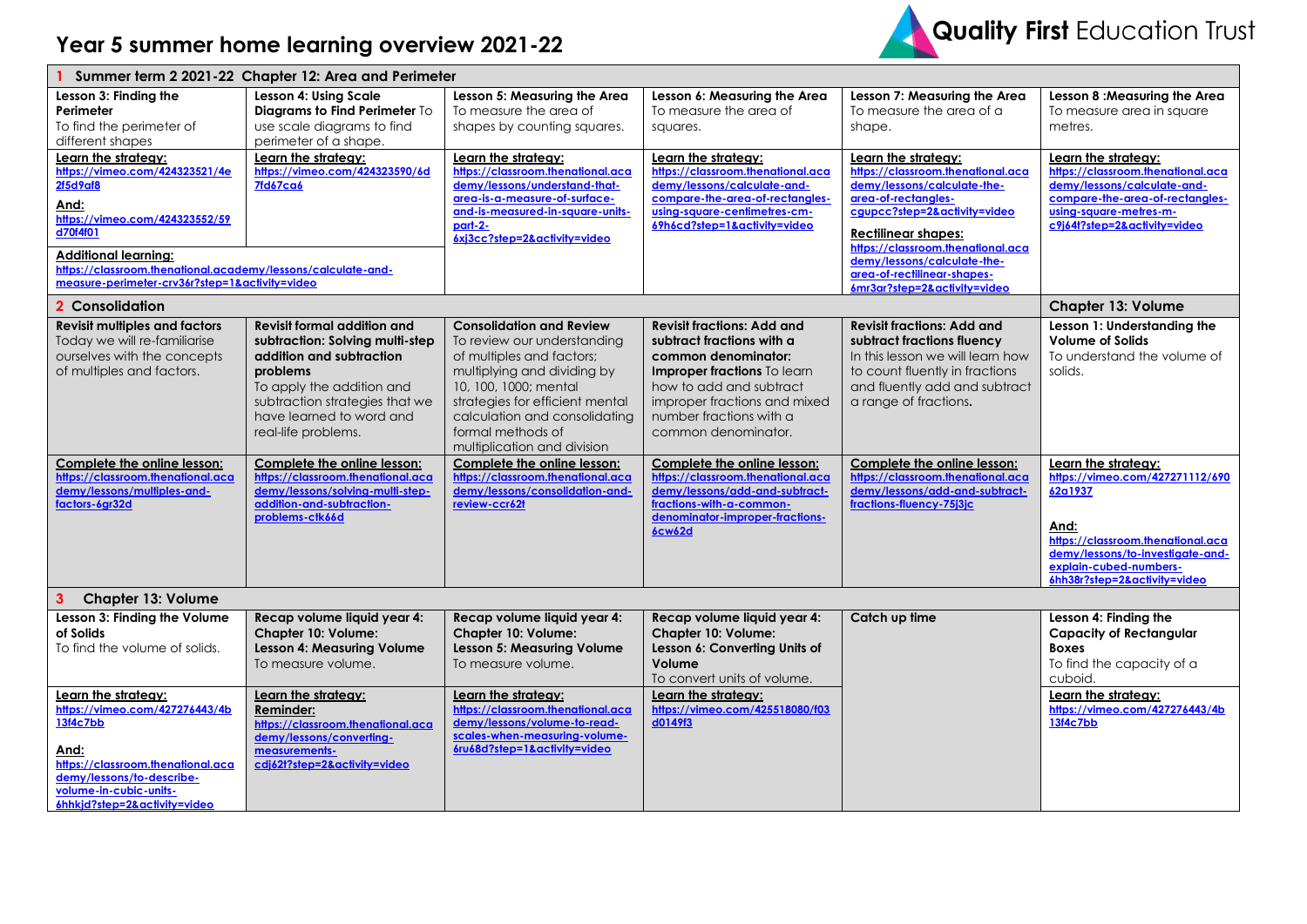# Year 5 summer home learning overview 2021-22

Quality First Education Trust

| 1 Summer term 2 2021-22 Chapter 12: Area and Perimeter | | | | | |
|---|---|---|---|---|---|
| **Lesson 3: Finding the Perimeter** To find the perimeter of different shapes | **Lesson 4: Using Scale Diagrams to Find Perimeter** To use scale diagrams to find perimeter of a shape. | **Lesson 5: Measuring the Area** To measure the area of shapes by counting squares. | **Lesson 6: Measuring the Area** To measure the area of squares. | **Lesson 7: Measuring the Area** To measure the area of a shape. | **Lesson 8 :Measuring the Area** To measure area in square metres. |
| **Learn the strategy:** https://vimeo.com/424323521/4e2f5d9af8 **And:** https://vimeo.com/424323552/59d70f4f01 | **Learn the strategy:** https://vimeo.com/424323590/6d7fd67ca6 | **Learn the strategy:** https://classroom.thenational.academy/lessons/understand-that-area-is-a-measure-of-surface-and-is-measured-in-square-units-part-2-6xj3cc?step=2&activity=video | **Learn the strategy:** https://classroom.thenational.academy/lessons/calculate-and-compare-the-area-of-rectangles-using-square-centimetres-cm-69h6cd?step=1&activity=video | **Learn the strategy:** https://classroom.thenational.academy/lessons/calculate-the-area-of-rectangles-cgupcc?step=2&activity=video **Rectilinear shapes:** https://classroom.thenational.academy/lessons/calculate-the-area-of-rectilinear-shapes-6mr3ar?step=2&activity=video | **Learn the strategy:** https://classroom.thenational.academy/lessons/calculate-and-compare-the-area-of-rectangles-using-square-metres-m-c9j64t?step=2&activity=video |
| **Additional learning:** https://classroom.thenational.academy/lessons/calculate-and-measure-perimeter-crv36r?step=1&activity=video | | | | | |
| **2 Consolidation** | | | | | **Chapter 13: Volume** |
| **Revisit multiples and factors** Today we will re-familiarise ourselves with the concepts of multiples and factors. | **Revisit formal addition and subtraction: Solving multi-step addition and subtraction problems** To apply the addition and subtraction strategies that we have learned to word and real-life problems. | **Consolidation and Review** To review our understanding of multiples and factors; multiplying and dividing by 10, 100, 1000; mental strategies for efficient mental calculation and consolidating formal methods of multiplication and division | **Revisit fractions: Add and subtract fractions with a common denominator: Improper fractions** To learn how to add and subtract improper fractions and mixed number fractions with a common denominator. | **Revisit fractions: Add and subtract fractions fluency** In this lesson we will learn how to count fluently in fractions and fluently add and subtract a range of fractions**.** | **Lesson 1: Understanding the Volume of Solids** To understand the volume of solids. |
| **Complete the online lesson:** https://classroom.thenational.academy/lessons/multiples-and-factors-6gr32d | **Complete the online lesson:** https://classroom.thenational.academy/lessons/solving-multi-step-addition-and-subtraction-problems-ctk66d | **Complete the online lesson:** https://classroom.thenational.academy/lessons/consolidation-and-review-ccr62t | **Complete the online lesson:** https://classroom.thenational.academy/lessons/add-and-subtract-fractions-with-a-common-denominator-improper-fractions-6cw62d | **Complete the online lesson:** https://classroom.thenational.academy/lessons/add-and-subtract-fractions-fluency-75j3jc | **Learn the strategy:** https://vimeo.com/427271112/69062a1937 **And:** https://classroom.thenational.academy/lessons/to-investigate-and-explain-cubed-numbers-6hh38r?step=2&activity=video |
| **3 Chapter 13: Volume** | | | | | |
| **Lesson 3: Finding the Volume of Solids** To find the volume of solids. | **Recap volume liquid year 4: Chapter 10: Volume: Lesson 4: Measuring Volume** To measure volume. | **Recap volume liquid year 4: Chapter 10: Volume: Lesson 5: Measuring Volume** To measure volume. | **Recap volume liquid year 4: Chapter 10: Volume: Lesson 6: Converting Units of Volume** To convert units of volume. | **Catch up time** | **Lesson 4: Finding the Capacity of Rectangular Boxes** To find the capacity of a cuboid. |
| **Learn the strategy:** https://vimeo.com/427276443/4b13f4c7bb **And:** https://classroom.thenational.academy/lessons/to-describe-volume-in-cubic-units-6hhkjd?step=2&activity=video | **Learn the strategy:** **Reminder:** https://classroom.thenational.academy/lessons/converting-measurements-cdj62t?step=2&activity=video | **Learn the strategy:** https://classroom.thenational.academy/lessons/volume-to-read-scales-when-measuring-volume-6ru68d?step=1&activity=video | **Learn the strategy:** https://vimeo.com/425518080/f03d0149f3 | | **Learn the strategy:** https://vimeo.com/427276443/4b13f4c7bb |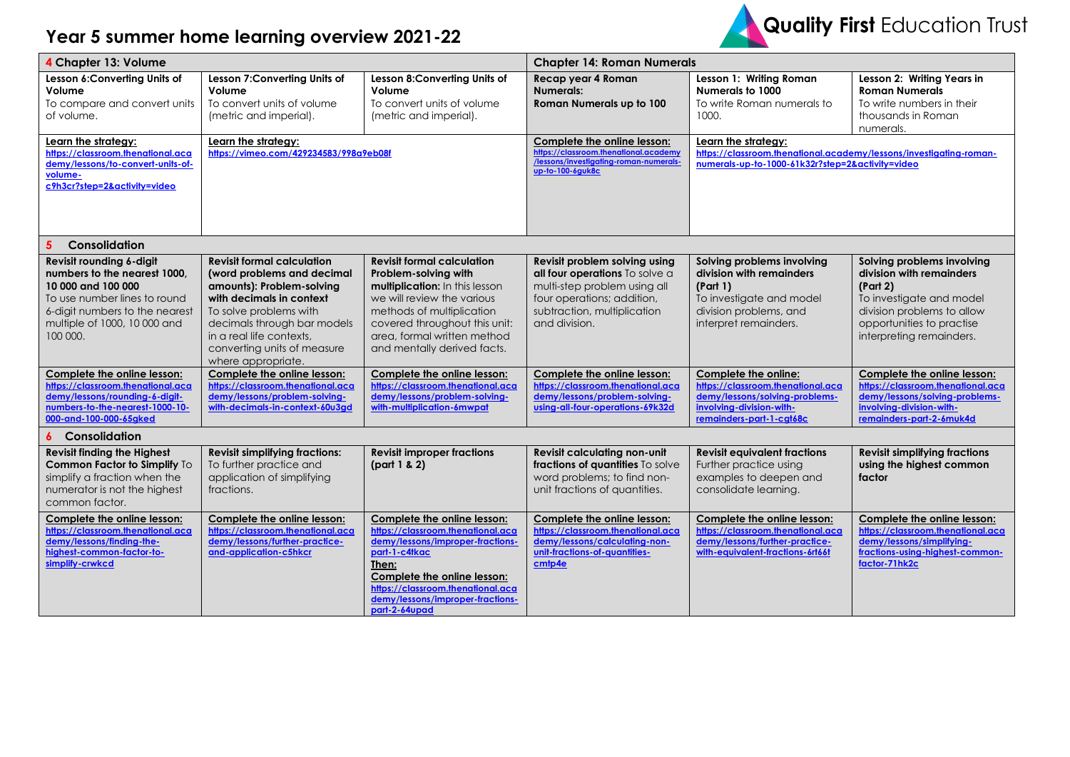# Year 5 summer home learning overview 2021-22

Quality First Education Trust

| **4 Chapter 13: Volume** | | | **Chapter 14: Roman Numerals** | | |
|---|---|---|---|---|---|
| **Lesson 6:Converting Units of Volume** To compare and convert units of volume. | **Lesson 7:Converting Units of Volume** To convert units of volume (metric and imperial). | **Lesson 8:Converting Units of Volume** To convert units of volume (metric and imperial). | **Recap year 4 Roman Numerals: Roman Numerals up to 100** | **Lesson 1: Writing Roman Numerals to 1000** To write Roman numerals to 1000. | **Lesson 2: Writing Years in Roman Numerals** To write numbers in their thousands in Roman numerals. |
| **Learn the strategy:** https://classroom.thenational.academy/lessons/to-convert-units-of-volume-c9h3cr?step=2&activity=video | **Learn the strategy:** https://vimeo.com/429234583/998a9eb08f | | **Complete the online lesson:** https://classroom.thenational.academy/lessons/investigating-roman-numerals-up-to-100-6guk8c | **Learn the strategy:** https://classroom.thenational.academy/lessons/investigating-roman-numerals-up-to-1000-61k32r?step=2&activity=video | |
| **5 Consolidation** | | | | | |
| **Revisit rounding 6-digit numbers to the nearest 1000, 10 000 and 100 000** To use number lines to round 6-digit numbers to the nearest multiple of 1000, 10 000 and 100 000. | **Revisit formal calculation (word problems and decimal amounts): Problem-solving with decimals in context** To solve problems with decimals through bar models in a real life contexts, converting units of measure where appropriate. | **Revisit formal calculation Problem-solving with multiplication:** In this lesson we will review the various methods of multiplication covered throughout this unit: area, formal written method and mentally derived facts. | **Revisit problem solving using all four operations** To solve a multi-step problem using all four operations; addition, subtraction, multiplication and division. | **Solving problems involving division with remainders (Part 1)** To investigate and model division problems, and interpret remainders. | **Solving problems involving division with remainders (Part 2)** To investigate and model division problems to allow opportunities to practise interpreting remainders. |
| **Complete the online lesson:** https://classroom.thenational.academy/lessons/rounding-6-digit-numbers-to-the-nearest-1000-10-000-and-100-000-65gked | **Complete the online lesson:** https://classroom.thenational.academy/lessons/problem-solving-with-decimals-in-context-60u3gd | **Complete the online lesson:** https://classroom.thenational.academy/lessons/problem-solving-with-multiplication-6mwpat | **Complete the online lesson:** https://classroom.thenational.academy/lessons/problem-solving-using-all-four-operations-69k32d | **Complete the online:** https://classroom.thenational.academy/lessons/solving-problems-involving-division-with-remainders-part-1-cgt68c | **Complete the online lesson:** https://classroom.thenational.academy/lessons/solving-problems-involving-division-with-remainders-part-2-6muk4d |
| **6 Consolidation** | | | | | |
| **Revisit finding the Highest Common Factor to Simplify** To simplify a fraction when the numerator is not the highest common factor. | **Revisit simplifying fractions:** To further practice and application of simplifying fractions. | **Revisit improper fractions (part 1 & 2)** | **Revisit calculating non-unit fractions of quantities** To solve word problems; to find non-unit fractions of quantities. | **Revisit equivalent fractions** Further practice using examples to deepen and consolidate learning. | **Revisit simplifying fractions using the highest common factor** |
| **Complete the online lesson:** https://classroom.thenational.academy/lessons/finding-the-highest-common-factor-to-simplify-crwkcd | **Complete the online lesson:** https://classroom.thenational.academy/lessons/further-practice-and-application-c5hkcr | **Complete the online lesson:** https://classroom.thenational.academy/lessons/improper-fractions-part-1-c4tkac **Then: Complete the online lesson:** https://classroom.thenational.academy/lessons/improper-fractions-part-2-64upad | **Complete the online lesson:** https://classroom.thenational.academy/lessons/calculating-non-unit-fractions-of-quantities-cmtp4e | **Complete the online lesson:** https://classroom.thenational.academy/lessons/further-practice-with-equivalent-fractions-6rt66t | **Complete the online lesson:** https://classroom.thenational.academy/lessons/simplifying-fractions-using-highest-common-factor-71hk2c |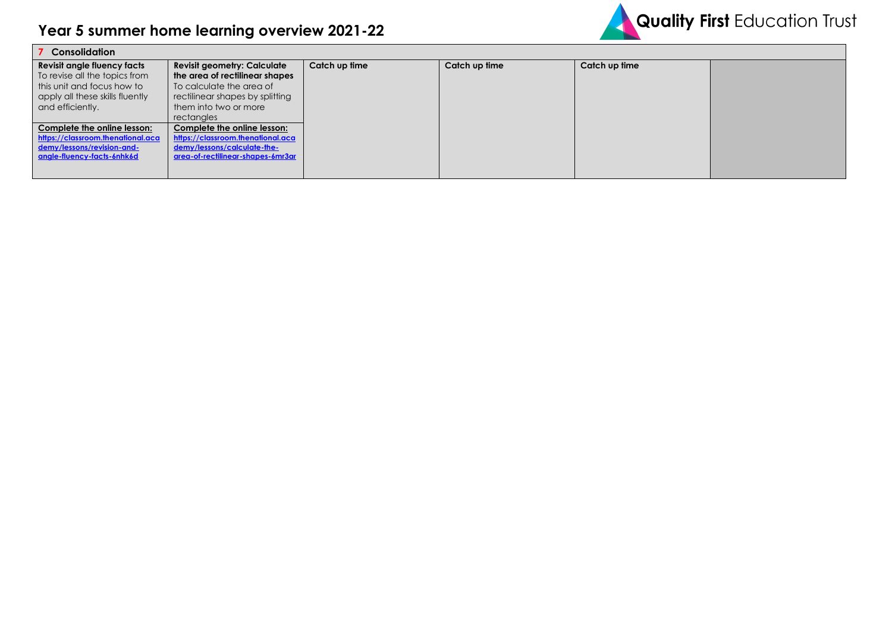# Year 5 summer home learning overview 2021-22

Quality First Education Trust

| 7 Consolidation | | | | | |
|---|---|---|---|---|---|
| **Revisit angle fluency facts**<br>To revise all the topics from this unit and focus how to apply all these skills fluently and efficiently.<br><br>**Complete the online lesson:**<br>https://classroom.thenational.academy/lessons/revision-and-angle-fluency-facts-6nhk6d | **Revisit geometry: Calculate the area of rectilinear shapes**<br>To calculate the area of rectilinear shapes by splitting them into two or more rectangles<br><br>**Complete the online lesson:**<br>https://classroom.thenational.academy/lessons/calculate-the-area-of-rectilinear-shapes-6mr3ar | **Catch up time** | **Catch up time** | **Catch up time** | |